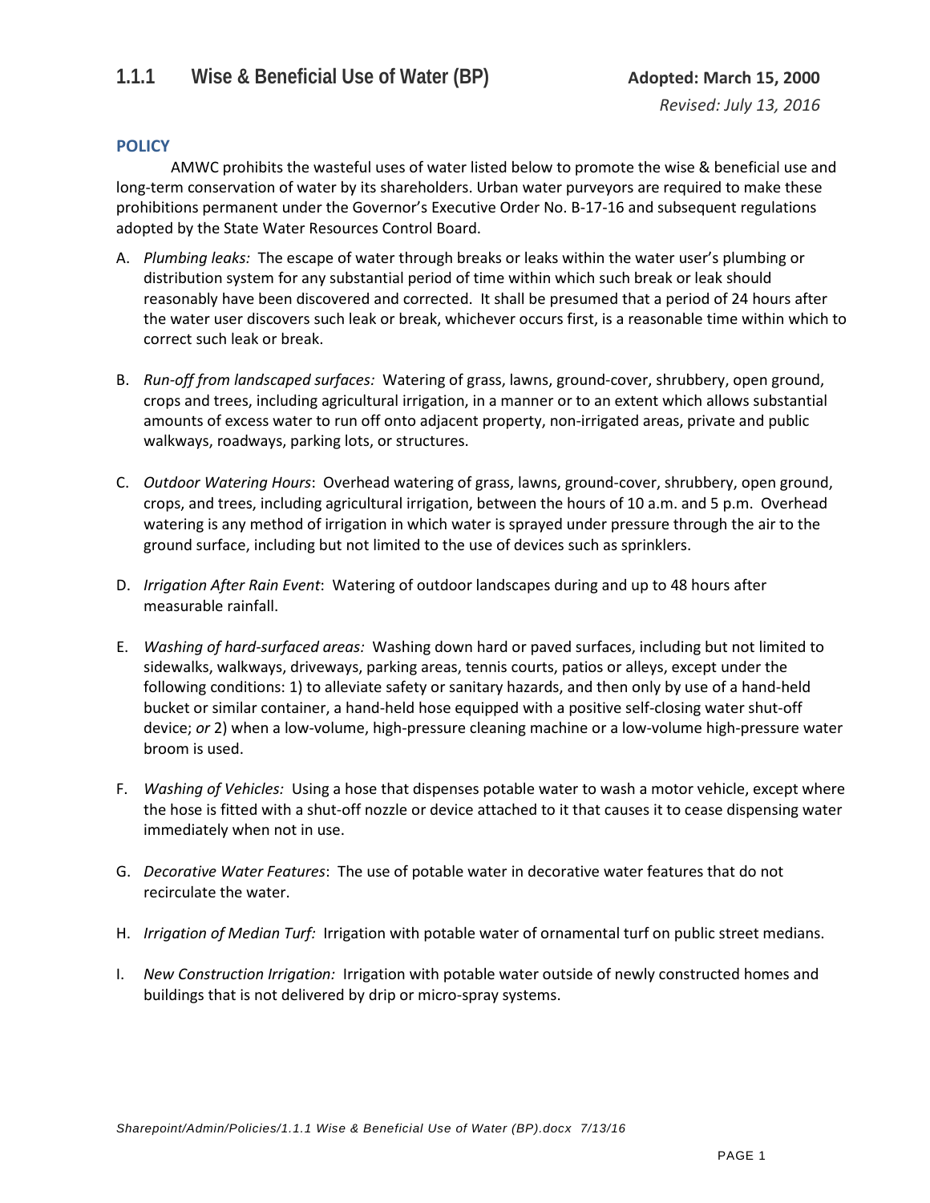## 1.1.1 Wise & Beneficial Use of Water (BP)

**Adopted: March 15, 2000**

*Revised: July 13, 2016*

### POLICY

AMWC prohibits the wasteful uses of water listed below to promote the wise & beneficial use and long-term conservation of water by its shareholders. Urban water purveyors are required to make these prohibitions permanent under the Governor's Executive Order No. B-17-16 and subsequent regulations adopted by the State Water Resources Control Board.

A. *Plumbing leaks:* The escape of water through breaks or leaks within the water user's plumbing or distribution system for any substantial period of time within which such break or leak should reasonably have been discovered and corrected. It shall be presumed that a period of 24 hours after the water user discovers such leak or break, whichever occurs first, is a reasonable time within which to correct such leak or break.

B. *Run-off from landscaped surfaces:* Watering of grass, lawns, ground-cover, shrubbery, open ground, crops and trees, including agricultural irrigation, in a manner or to an extent which allows substantial amounts of excess water to run off onto adjacent property, non-irrigated areas, private and public walkways, roadways, parking lots, or structures.

C. *Outdoor Watering Hours*: Overhead watering of grass, lawns, ground-cover, shrubbery, open ground, crops, and trees, including agricultural irrigation, between the hours of 10 a.m. and 5 p.m. Overhead watering is any method of irrigation in which water is sprayed under pressure through the air to the ground surface, including but not limited to the use of devices such as sprinklers.

D. *Irrigation After Rain Event*: Watering of outdoor landscapes during and up to 48 hours after measurable rainfall.

E. *Washing of hard-surfaced areas:* Washing down hard or paved surfaces, including but not limited to sidewalks, walkways, driveways, parking areas, tennis courts, patios or alleys, except under the following conditions: 1) to alleviate safety or sanitary hazards, and then only by use of a hand-held bucket or similar container, a hand-held hose equipped with a positive self-closing water shut-off device; *or* 2) when a low-volume, high-pressure cleaning machine or a low-volume high-pressure water broom is used.

F. *Washing of Vehicles:* Using a hose that dispenses potable water to wash a motor vehicle, except where the hose is fitted with a shut-off nozzle or device attached to it that causes it to cease dispensing water immediately when not in use.

G. *Decorative Water Features*: The use of potable water in decorative water features that do not recirculate the water.

H. *Irrigation of Median Turf:* Irrigation with potable water of ornamental turf on public street medians.

I. *New Construction Irrigation:* Irrigation with potable water outside of newly constructed homes and buildings that is not delivered by drip or micro-spray systems.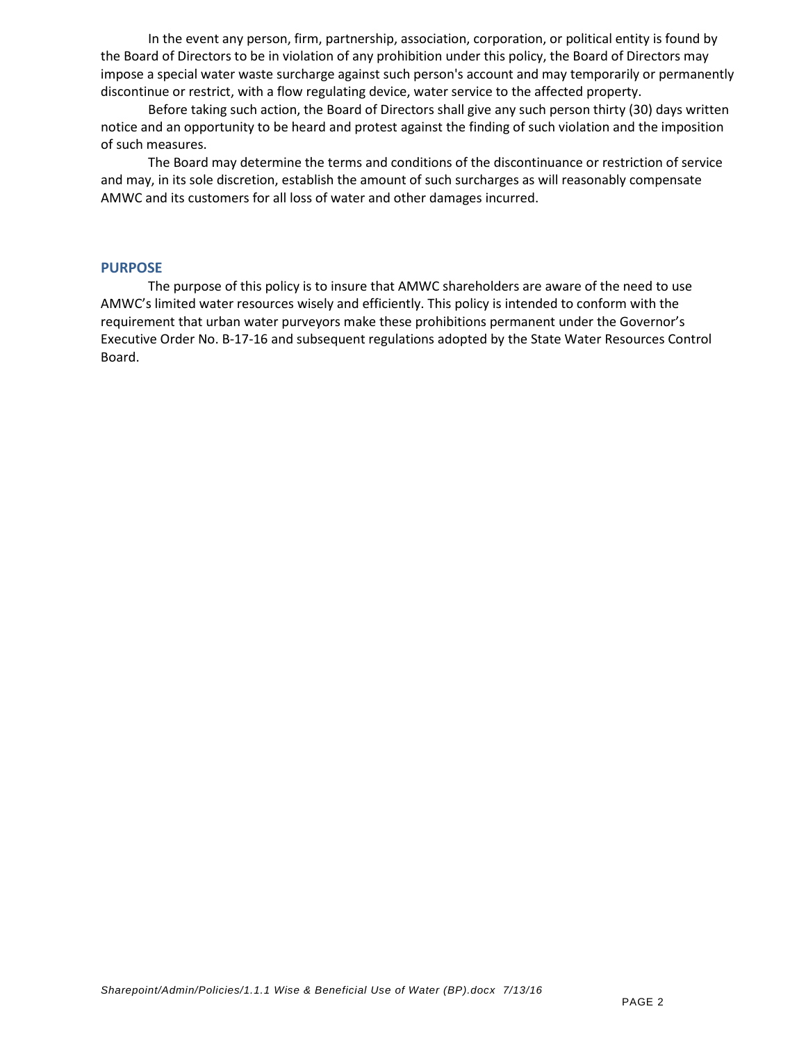In the event any person, firm, partnership, association, corporation, or political entity is found by the Board of Directors to be in violation of any prohibition under this policy, the Board of Directors may impose a special water waste surcharge against such person's account and may temporarily or permanently discontinue or restrict, with a flow regulating device, water service to the affected property.

Before taking such action, the Board of Directors shall give any such person thirty (30) days written notice and an opportunity to be heard and protest against the finding of such violation and the imposition of such measures.

The Board may determine the terms and conditions of the discontinuance or restriction of service and may, in its sole discretion, establish the amount of such surcharges as will reasonably compensate AMWC and its customers for all loss of water and other damages incurred.

## PURPOSE

The purpose of this policy is to insure that AMWC shareholders are aware of the need to use AMWC's limited water resources wisely and efficiently. This policy is intended to conform with the requirement that urban water purveyors make these prohibitions permanent under the Governor's Executive Order No. B-17-16 and subsequent regulations adopted by the State Water Resources Control Board.